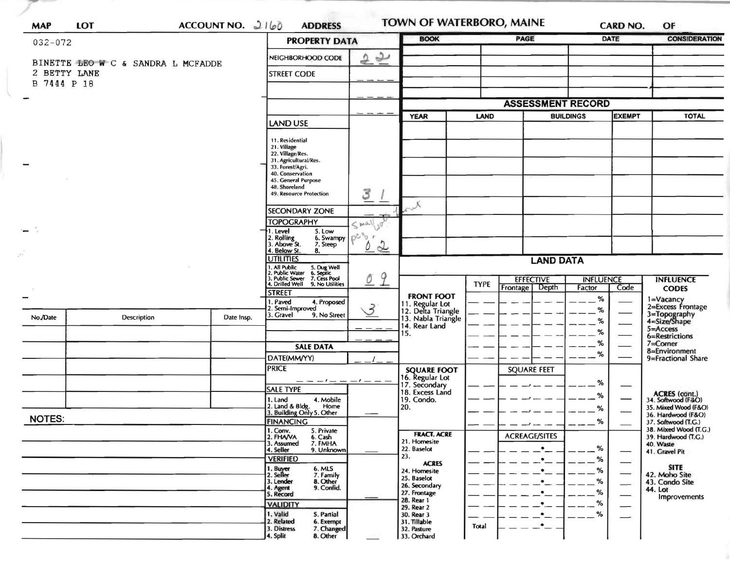**MAP** 032-072 **LOT** **ACCOUNT NO.** 2160 **ADDRESS** **TOWN OF WATERBORO, MAINE** **CARD NO.** **OF**

BINETTE LEO W C & SANDRA L MCFADDE
2 BETTY LANE
B 7444 P 18

## PROPERTY DATA

| | |
|---|---|
| NEIGHBORHOOD CODE | 22 |
| STREET CODE | |
| | |
| | |

**LAND USE**

11. Residential
21. Village
22. Village/Res.
31. Agricultural/Res.
33. Forest/Agri.
40. Conservation
45. General Purpose
48. Shoreland
49. Resource Protection

31

**SECONDARY ZONE**

**TOPOGRAPHY**

1. Level 5. Low
2. Rolling 6. Swampy
3. Above St. 7. Steep
4. Below St. 8.

Small lot pcs r 02

**UTILITIES**

1. All Public 5. Dug Well
2. Public Water 6. Septic
3. Public Sewer 7. Cess Pool
4. Drilled Well 9. No Utilities

09

**STREET**

1. Paved 4. Proposed
2. Semi-Improved
3. Gravel 9. No Street

3

**SALE DATA**

DATE(MM/YY)

PRICE

**SALE TYPE**

1. Land 4. Mobile Home
2. Land & Bldg.
3. Building Only 5. Other

**FINANCING**

1. Conv. 5. Private
2. FHA/VA 6. Cash
3. Assumed 7. FMHA
4. Seller 9. Unknown

**VERIFIED**

1. Buyer 6. MLS
2. Seller 7. Family
3. Lender 8. Other
4. Agent 9. Confid.
5. Record

**VALIDITY**

1. Valid 5. Partial
2. Related 6. Exempt
3. Distress 7. Changed
4. Split 8. Other

| No./Date | Description | Date Insp. |
|---|---|---|
| | | |
| | | |
| | | |
| | | |
| | | |

**NOTES:**

| BOOK | PAGE | DATE | CONSIDERATION |
|---|---|---|---|
| | | | |
| | | | |
| | | | |
| | | | |

## ASSESSMENT RECORD

| YEAR | LAND | BUILDINGS | EXEMPT | TOTAL |
|---|---|---|---|---|
| | | | | |
| | | | | |
| | | | | |
| | | | | |
| | | | | |
| | | | | |
| | | | | |

## LAND DATA

| | TYPE | EFFECTIVE Frontage | EFFECTIVE Depth | INFLUENCE Factor | INFLUENCE Code |
|---|---|---|---|---|---|
| **FRONT FOOT** 11. Regular Lot 12. Delta Triangle 13. Nabla Triangle 14. Rear Land 15. | | | | % | |
| **SQUARE FOOT** 16. Regular Lot 17. Secondary 18. Excess Land 19. Condo. 20. | | SQUARE FEET | | % | |
| **FRACT. ACRE** 21. Homesite 22. Baselot 23. | | ACREAGE/SITES | | % | |
| **ACRES** 24. Homesite 25. Baselot 26. Secondary 27. Frontage 28. Rear 1 29. Rear 2 30. Rear 3 31. Tillable 32. Pasture 33. Orchard | | | | % | |
| | Total | | | | |

**INFLUENCE CODES**

1=Vacancy
2=Excess Frontage
3=Topography
4=Size/Shape
5=Access
6=Restrictions
7=Corner
8=Environment
9=Fractional Share

**ACRES (cont.)**

34. Softwood (F&O)
35. Mixed Wood (F&O)
36. Hardwood (F&O)
37. Softwood (T.G.)
38. Mixed Wood (T.G.)
39. Hardwood (T.G.)
40. Waste
41. Gravel Pit

**SITE**

42. Moho Site
43. Condo Site
44. Lot Improvements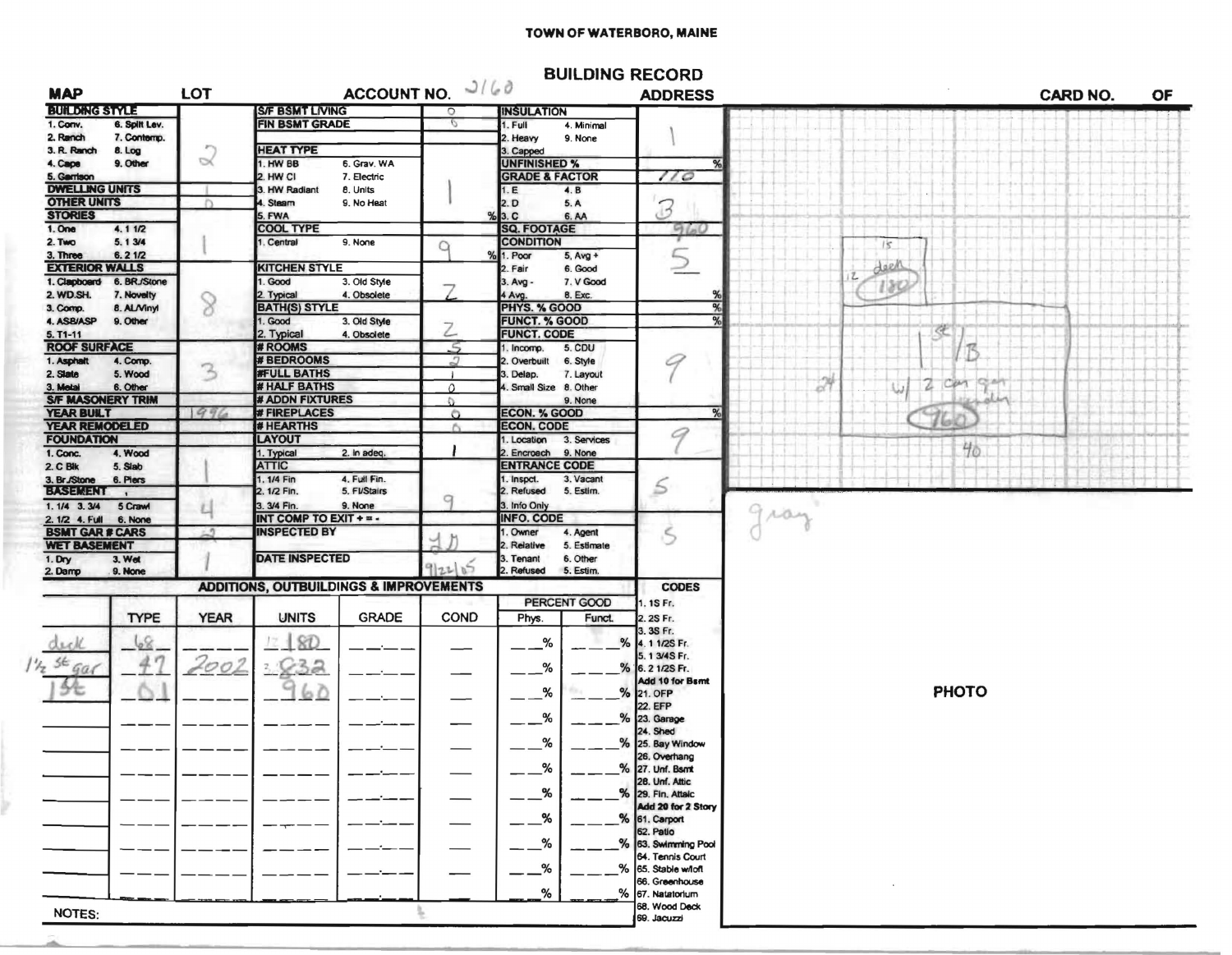# TOWN OF WATERBORO, MAINE

## BUILDING RECORD

**MAP** | **LOT** | **ACCOUNT NO.** 2160 | **ADDRESS** | **CARD NO.** | **OF**

| BUILDING STYLE | | S/F BSMT LIVING | 0 | INSULATION | |
|---|---|---|---|---|---|
| 1. Conv. 6. Split Lev. 2. Ranch 7. Contemp. 3. R. Ranch 8. Log 4. Cape 9. Other 5. Garrison | 2 | FIN BSMT GRADE | 0 | 1. Full 4. Minimal 2. Heavy 9. None 3. Capped | 1 |
| DWELLING UNITS | 1 | HEAT TYPE | | UNFINISHED % | % |
| OTHER UNITS | 0 | 1. HW BB 6. Grav. WA 2. HW CI 7. Electric 3. HW Radiant 8. Units 4. Steam 9. No Heat 5. FWA | 1 % | GRADE & FACTOR | 110 |
| STORIES | | | | 1. E 4. B 2. D 5. A 3. C 6. AA | 3 |
| 1. One 4. 1 1/2 2. Two 5. 1 3/4 3. Three 6. 2 1/2 | 1 | COOL TYPE | | SQ. FOOTAGE | 960 |
| | | 1. Central 9. None | 9 % | CONDITION | |
| EXTERIOR WALLS | | KITCHEN STYLE | | 1. Poor 5. Avg + 2. Fair 6. Good 3. Avg - 7. V Good 4. Avg. 8. Exc. | 5 |
| 1. Clapboard 6. BR/Stone 2. WD.SH. 7. Novelty 3. Comp. 8. AL/Vinyl 4. ASB/ASP 9. Other 5. T1-11 | 8 | 1. Good 3. Old Style 2. Typical 4. Obsolete | 2 | PHYS. % GOOD | % |
| | | BATH(S) STYLE | | FUNCT. % GOOD | % |
| | | 1. Good 3. Old Style 2. Typical 4. Obsolete | 2 | FUNCT. CODE | |
| ROOF SURFACE | | # ROOMS | 5 | 1. Incomp. 5. CDU 2. Overbuilt 6. Style 3. Delap. 7. Layout 4. Small Size 8. Other 9. None | 9 |
| 1. Asphalt 4. Comp. 2. Slate 5. Wood 3. Metal 6. Other | 3 | # BEDROOMS | 2 | | |
| | | #FULL BATHS | 1 | | |
| | | # HALF BATHS | 0 | | |
| S/F MASONERY TRIM | | # ADDN FIXTURES | 0 | | |
| YEAR BUILT | 1996 | # FIREPLACES | 0 | ECON. % GOOD | % |
| YEAR REMODELED | | # HEARTHS | 0 | ECON. CODE | |
| FOUNDATION | | LAYOUT | | 1. Location 3. Services 2. Encroach 9. None | 9 |
| 1. Conc. 4. Wood 2. C Blk 5. Slab 3. Br./Stone 6. Piers | 1 | 1. Typical 2. In adeq. | 1 | ENTRANCE CODE | |
| BASEMENT | | ATTIC | | 1. Inspct. 3. Vacant 2. Refused 5. Estim. | 5 |
| 1. 1/4 3. 3/4 5 Crawl 2. 1/2 4. Full 6. None | 4 | 1. 1/4 Fin 4. Full Fin. 2. 1/2 Fin. 5. Fl/Stairs 3. 3/4 Fin. 9. None | 9 | INFO. CODE | |
| BSMT GAR # CARS | 2 | INT COMP TO EXIT + = - | | 1. Owner 4. Agent 2. Relative 5. Estimate 3. Tenant 6. Other | 5 |
| WET BASEMENT | | INSPECTED BY | JD | | |
| 1. Dry 3. Wet 2. Damp 9. None | 1 | DATE INSPECTED | 9/22/05 | 2. Refused 5. Estim. | |

### ADDITIONS, OUTBUILDINGS & IMPROVEMENTS

| | TYPE | YEAR | UNITS | GRADE | COND | PERCENT GOOD Phys. | Funct. |
|---|---|---|---|---|---|---|---|
| deck | 68 | | 12 180 | | | % | % |
| 1½ st gar | 47 | 2002 | 2 832 | | | % | % |
| 1st | 01 | | 960 | | | % | % |

**CODES**
1. 1S Fr.
2. 2S Fr.
3. 3S Fr.
4. 1 1/2S Fr.
5. 1 3/4S Fr.
6. 2 1/2S Fr.
Add 10 for Bsmt
21. OFP
22. EFP
23. Garage
24. Shed
25. Bay Window
26. Overhang
27. Unf. Bsmt
28. Unf. Attic
29. Fin. Attaic
Add 20 for 2 Story
61. Carport
62. Patio
63. Swimming Pool
64. Tennis Court
65. Stable w/loft
66. Greenhouse
67. Natatorium
68. Wood Deck
69. Jacuzzi

NOTES:

Sketch: deck 15 x 12 (180); 1st/B 40 x 24 (960) w/ 2 car gar under

gray

PHOTO